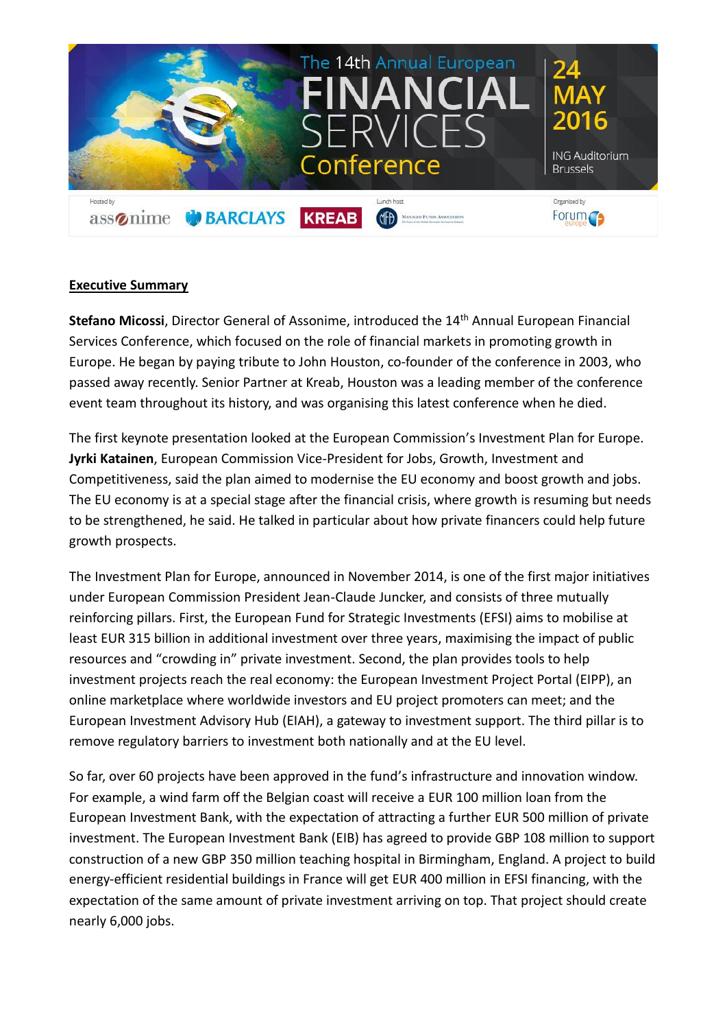# The 14th Annual European FINANCIAL SERVICES Conference

24 MAY 2016

ING Auditorium Brussels

Hosted by: assonime, BARCLAYS, KREAB

Lunch host: Managed Funds Association

Organised by: Forum europe

**Executive Summary**

**Stefano Micossi**, Director General of Assonime, introduced the 14th Annual European Financial Services Conference, which focused on the role of financial markets in promoting growth in Europe. He began by paying tribute to John Houston, co-founder of the conference in 2003, who passed away recently. Senior Partner at Kreab, Houston was a leading member of the conference event team throughout its history, and was organising this latest conference when he died.

The first keynote presentation looked at the European Commission's Investment Plan for Europe. **Jyrki Katainen**, European Commission Vice-President for Jobs, Growth, Investment and Competitiveness, said the plan aimed to modernise the EU economy and boost growth and jobs. The EU economy is at a special stage after the financial crisis, where growth is resuming but needs to be strengthened, he said. He talked in particular about how private financers could help future growth prospects.

The Investment Plan for Europe, announced in November 2014, is one of the first major initiatives under European Commission President Jean-Claude Juncker, and consists of three mutually reinforcing pillars. First, the European Fund for Strategic Investments (EFSI) aims to mobilise at least EUR 315 billion in additional investment over three years, maximising the impact of public resources and "crowding in" private investment. Second, the plan provides tools to help investment projects reach the real economy: the European Investment Project Portal (EIPP), an online marketplace where worldwide investors and EU project promoters can meet; and the European Investment Advisory Hub (EIAH), a gateway to investment support. The third pillar is to remove regulatory barriers to investment both nationally and at the EU level.

So far, over 60 projects have been approved in the fund's infrastructure and innovation window. For example, a wind farm off the Belgian coast will receive a EUR 100 million loan from the European Investment Bank, with the expectation of attracting a further EUR 500 million of private investment. The European Investment Bank (EIB) has agreed to provide GBP 108 million to support construction of a new GBP 350 million teaching hospital in Birmingham, England. A project to build energy-efficient residential buildings in France will get EUR 400 million in EFSI financing, with the expectation of the same amount of private investment arriving on top. That project should create nearly 6,000 jobs.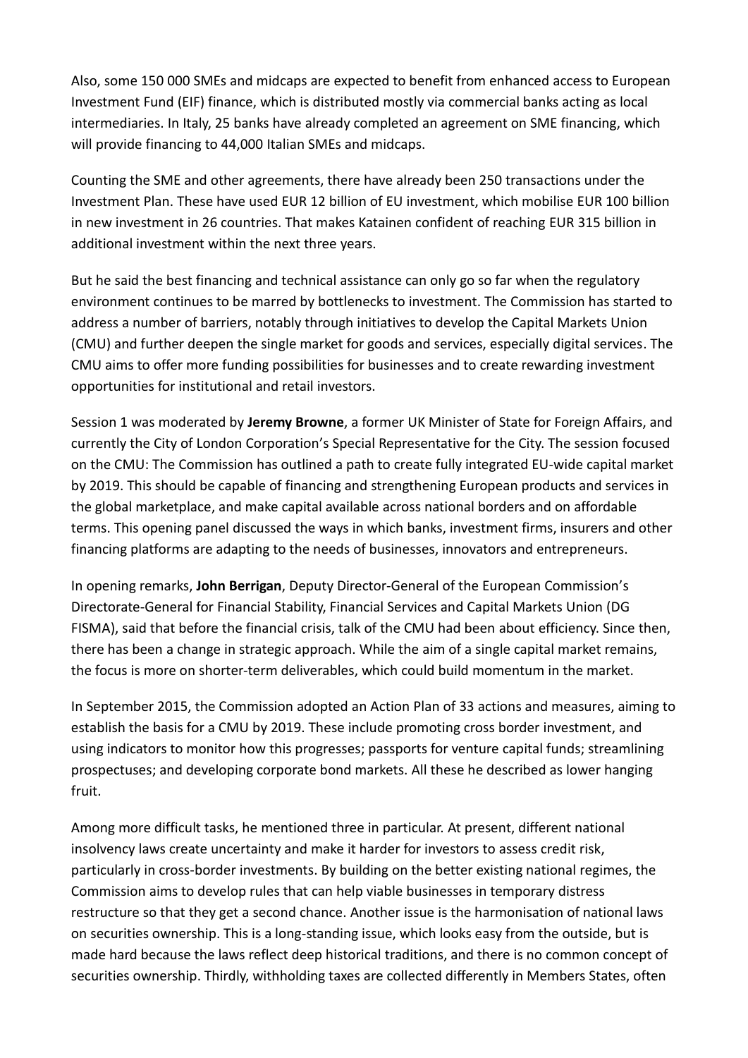Also, some 150 000 SMEs and midcaps are expected to benefit from enhanced access to European Investment Fund (EIF) finance, which is distributed mostly via commercial banks acting as local intermediaries. In Italy, 25 banks have already completed an agreement on SME financing, which will provide financing to 44,000 Italian SMEs and midcaps.

Counting the SME and other agreements, there have already been 250 transactions under the Investment Plan. These have used EUR 12 billion of EU investment, which mobilise EUR 100 billion in new investment in 26 countries. That makes Katainen confident of reaching EUR 315 billion in additional investment within the next three years.

But he said the best financing and technical assistance can only go so far when the regulatory environment continues to be marred by bottlenecks to investment. The Commission has started to address a number of barriers, notably through initiatives to develop the Capital Markets Union (CMU) and further deepen the single market for goods and services, especially digital services. The CMU aims to offer more funding possibilities for businesses and to create rewarding investment opportunities for institutional and retail investors.

Session 1 was moderated by **Jeremy Browne**, a former UK Minister of State for Foreign Affairs, and currently the City of London Corporation's Special Representative for the City. The session focused on the CMU: The Commission has outlined a path to create fully integrated EU-wide capital market by 2019. This should be capable of financing and strengthening European products and services in the global marketplace, and make capital available across national borders and on affordable terms. This opening panel discussed the ways in which banks, investment firms, insurers and other financing platforms are adapting to the needs of businesses, innovators and entrepreneurs.

In opening remarks, **John Berrigan**, Deputy Director-General of the European Commission's Directorate-General for Financial Stability, Financial Services and Capital Markets Union (DG FISMA), said that before the financial crisis, talk of the CMU had been about efficiency. Since then, there has been a change in strategic approach. While the aim of a single capital market remains, the focus is more on shorter-term deliverables, which could build momentum in the market.

In September 2015, the Commission adopted an Action Plan of 33 actions and measures, aiming to establish the basis for a CMU by 2019. These include promoting cross border investment, and using indicators to monitor how this progresses; passports for venture capital funds; streamlining prospectuses; and developing corporate bond markets. All these he described as lower hanging fruit.

Among more difficult tasks, he mentioned three in particular. At present, different national insolvency laws create uncertainty and make it harder for investors to assess credit risk, particularly in cross-border investments. By building on the better existing national regimes, the Commission aims to develop rules that can help viable businesses in temporary distress restructure so that they get a second chance. Another issue is the harmonisation of national laws on securities ownership. This is a long-standing issue, which looks easy from the outside, but is made hard because the laws reflect deep historical traditions, and there is no common concept of securities ownership. Thirdly, withholding taxes are collected differently in Members States, often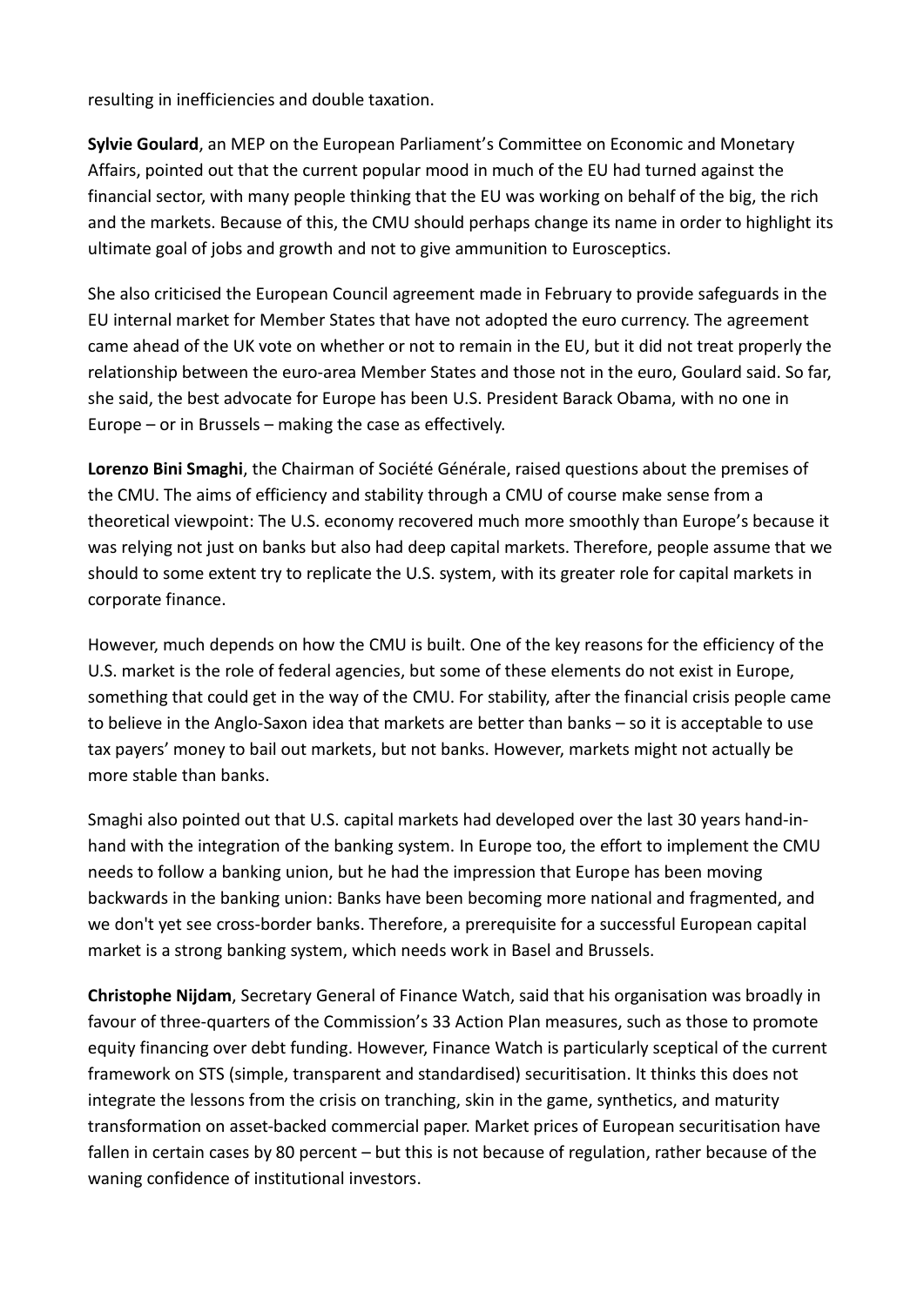resulting in inefficiencies and double taxation.

**Sylvie Goulard**, an MEP on the European Parliament's Committee on Economic and Monetary Affairs, pointed out that the current popular mood in much of the EU had turned against the financial sector, with many people thinking that the EU was working on behalf of the big, the rich and the markets. Because of this, the CMU should perhaps change its name in order to highlight its ultimate goal of jobs and growth and not to give ammunition to Eurosceptics.

She also criticised the European Council agreement made in February to provide safeguards in the EU internal market for Member States that have not adopted the euro currency. The agreement came ahead of the UK vote on whether or not to remain in the EU, but it did not treat properly the relationship between the euro-area Member States and those not in the euro, Goulard said. So far, she said, the best advocate for Europe has been U.S. President Barack Obama, with no one in Europe – or in Brussels – making the case as effectively.

**Lorenzo Bini Smaghi**, the Chairman of Société Générale, raised questions about the premises of the CMU. The aims of efficiency and stability through a CMU of course make sense from a theoretical viewpoint: The U.S. economy recovered much more smoothly than Europe's because it was relying not just on banks but also had deep capital markets. Therefore, people assume that we should to some extent try to replicate the U.S. system, with its greater role for capital markets in corporate finance.

However, much depends on how the CMU is built. One of the key reasons for the efficiency of the U.S. market is the role of federal agencies, but some of these elements do not exist in Europe, something that could get in the way of the CMU. For stability, after the financial crisis people came to believe in the Anglo-Saxon idea that markets are better than banks – so it is acceptable to use tax payers' money to bail out markets, but not banks. However, markets might not actually be more stable than banks.

Smaghi also pointed out that U.S. capital markets had developed over the last 30 years hand-in-hand with the integration of the banking system. In Europe too, the effort to implement the CMU needs to follow a banking union, but he had the impression that Europe has been moving backwards in the banking union: Banks have been becoming more national and fragmented, and we don't yet see cross-border banks. Therefore, a prerequisite for a successful European capital market is a strong banking system, which needs work in Basel and Brussels.

**Christophe Nijdam**, Secretary General of Finance Watch, said that his organisation was broadly in favour of three-quarters of the Commission's 33 Action Plan measures, such as those to promote equity financing over debt funding. However, Finance Watch is particularly sceptical of the current framework on STS (simple, transparent and standardised) securitisation. It thinks this does not integrate the lessons from the crisis on tranching, skin in the game, synthetics, and maturity transformation on asset-backed commercial paper. Market prices of European securitisation have fallen in certain cases by 80 percent – but this is not because of regulation, rather because of the waning confidence of institutional investors.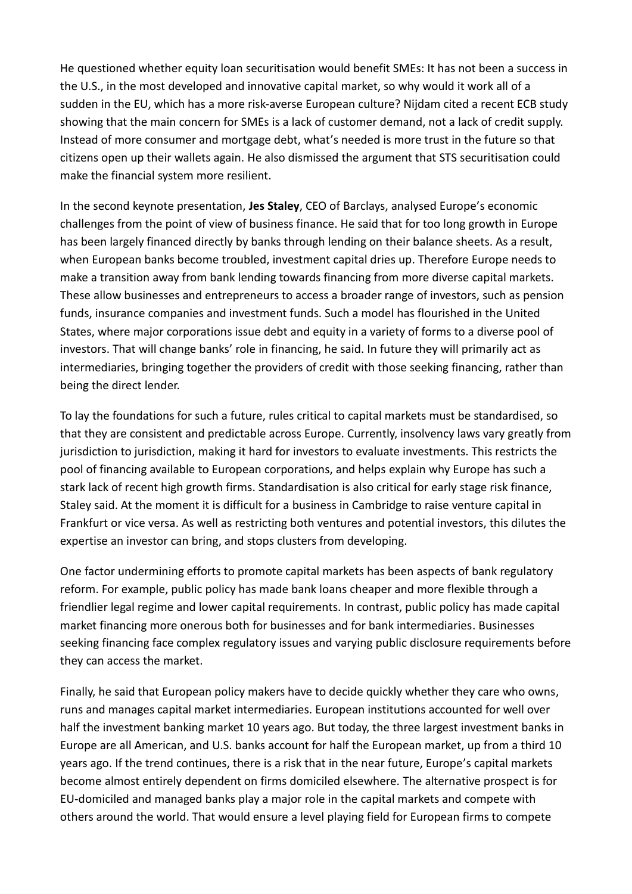He questioned whether equity loan securitisation would benefit SMEs: It has not been a success in the U.S., in the most developed and innovative capital market, so why would it work all of a sudden in the EU, which has a more risk-averse European culture? Nijdam cited a recent ECB study showing that the main concern for SMEs is a lack of customer demand, not a lack of credit supply. Instead of more consumer and mortgage debt, what's needed is more trust in the future so that citizens open up their wallets again. He also dismissed the argument that STS securitisation could make the financial system more resilient.

In the second keynote presentation, **Jes Staley**, CEO of Barclays, analysed Europe's economic challenges from the point of view of business finance. He said that for too long growth in Europe has been largely financed directly by banks through lending on their balance sheets. As a result, when European banks become troubled, investment capital dries up. Therefore Europe needs to make a transition away from bank lending towards financing from more diverse capital markets. These allow businesses and entrepreneurs to access a broader range of investors, such as pension funds, insurance companies and investment funds. Such a model has flourished in the United States, where major corporations issue debt and equity in a variety of forms to a diverse pool of investors. That will change banks' role in financing, he said. In future they will primarily act as intermediaries, bringing together the providers of credit with those seeking financing, rather than being the direct lender.

To lay the foundations for such a future, rules critical to capital markets must be standardised, so that they are consistent and predictable across Europe. Currently, insolvency laws vary greatly from jurisdiction to jurisdiction, making it hard for investors to evaluate investments. This restricts the pool of financing available to European corporations, and helps explain why Europe has such a stark lack of recent high growth firms. Standardisation is also critical for early stage risk finance, Staley said. At the moment it is difficult for a business in Cambridge to raise venture capital in Frankfurt or vice versa. As well as restricting both ventures and potential investors, this dilutes the expertise an investor can bring, and stops clusters from developing.

One factor undermining efforts to promote capital markets has been aspects of bank regulatory reform. For example, public policy has made bank loans cheaper and more flexible through a friendlier legal regime and lower capital requirements. In contrast, public policy has made capital market financing more onerous both for businesses and for bank intermediaries. Businesses seeking financing face complex regulatory issues and varying public disclosure requirements before they can access the market.

Finally, he said that European policy makers have to decide quickly whether they care who owns, runs and manages capital market intermediaries. European institutions accounted for well over half the investment banking market 10 years ago. But today, the three largest investment banks in Europe are all American, and U.S. banks account for half the European market, up from a third 10 years ago. If the trend continues, there is a risk that in the near future, Europe's capital markets become almost entirely dependent on firms domiciled elsewhere. The alternative prospect is for EU-domiciled and managed banks play a major role in the capital markets and compete with others around the world. That would ensure a level playing field for European firms to compete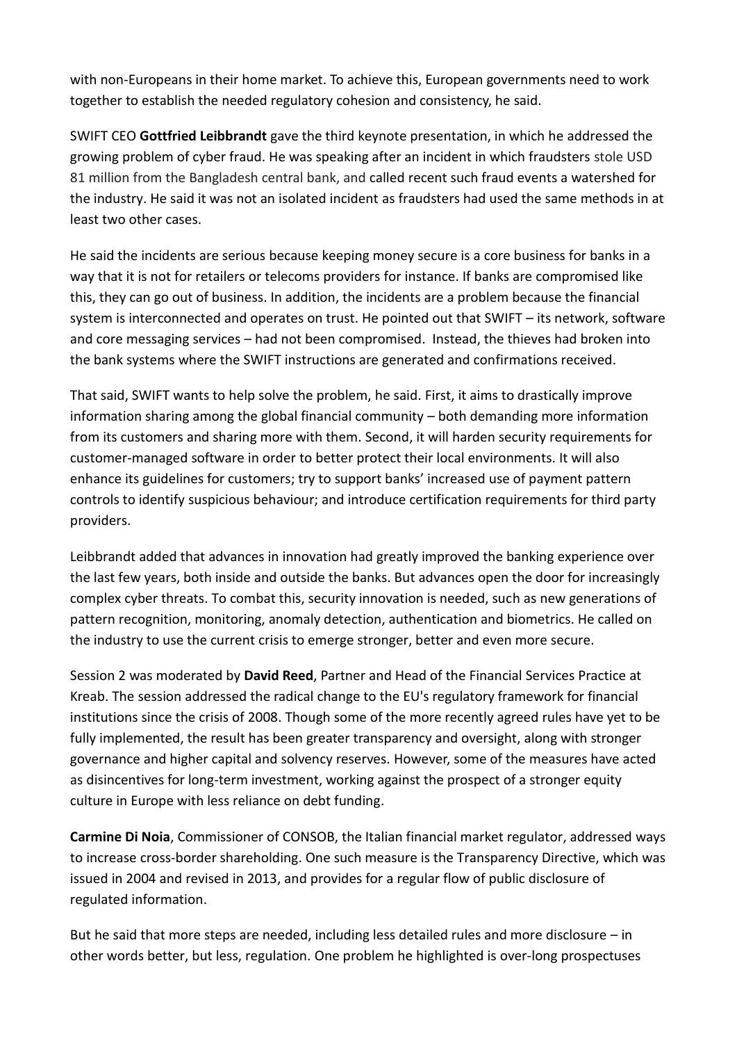with non-Europeans in their home market. To achieve this, European governments need to work together to establish the needed regulatory cohesion and consistency, he said.

SWIFT CEO **Gottfried Leibbrandt** gave the third keynote presentation, in which he addressed the growing problem of cyber fraud. He was speaking after an incident in which fraudsters stole USD 81 million from the Bangladesh central bank, and called recent such fraud events a watershed for the industry. He said it was not an isolated incident as fraudsters had used the same methods in at least two other cases.

He said the incidents are serious because keeping money secure is a core business for banks in a way that it is not for retailers or telecoms providers for instance. If banks are compromised like this, they can go out of business. In addition, the incidents are a problem because the financial system is interconnected and operates on trust. He pointed out that SWIFT – its network, software and core messaging services – had not been compromised. Instead, the thieves had broken into the bank systems where the SWIFT instructions are generated and confirmations received.

That said, SWIFT wants to help solve the problem, he said. First, it aims to drastically improve information sharing among the global financial community – both demanding more information from its customers and sharing more with them. Second, it will harden security requirements for customer-managed software in order to better protect their local environments. It will also enhance its guidelines for customers; try to support banks' increased use of payment pattern controls to identify suspicious behaviour; and introduce certification requirements for third party providers.

Leibbrandt added that advances in innovation had greatly improved the banking experience over the last few years, both inside and outside the banks. But advances open the door for increasingly complex cyber threats. To combat this, security innovation is needed, such as new generations of pattern recognition, monitoring, anomaly detection, authentication and biometrics. He called on the industry to use the current crisis to emerge stronger, better and even more secure.

Session 2 was moderated by **David Reed**, Partner and Head of the Financial Services Practice at Kreab. The session addressed the radical change to the EU's regulatory framework for financial institutions since the crisis of 2008. Though some of the more recently agreed rules have yet to be fully implemented, the result has been greater transparency and oversight, along with stronger governance and higher capital and solvency reserves. However, some of the measures have acted as disincentives for long-term investment, working against the prospect of a stronger equity culture in Europe with less reliance on debt funding.

**Carmine Di Noia**, Commissioner of CONSOB, the Italian financial market regulator, addressed ways to increase cross-border shareholding. One such measure is the Transparency Directive, which was issued in 2004 and revised in 2013, and provides for a regular flow of public disclosure of regulated information.

But he said that more steps are needed, including less detailed rules and more disclosure – in other words better, but less, regulation. One problem he highlighted is over-long prospectuses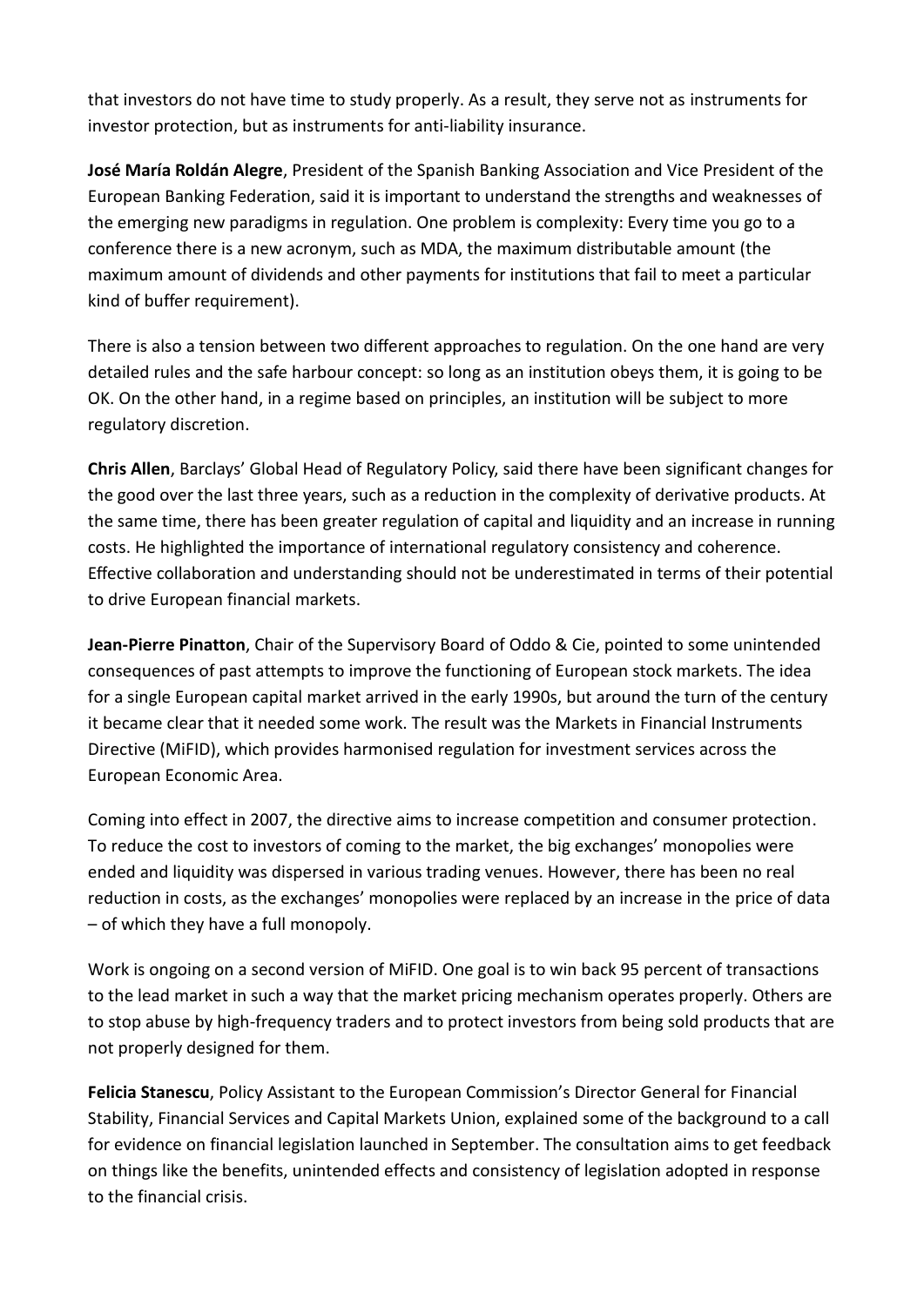that investors do not have time to study properly. As a result, they serve not as instruments for investor protection, but as instruments for anti-liability insurance.

**José María Roldán Alegre**, President of the Spanish Banking Association and Vice President of the European Banking Federation, said it is important to understand the strengths and weaknesses of the emerging new paradigms in regulation. One problem is complexity: Every time you go to a conference there is a new acronym, such as MDA, the maximum distributable amount (the maximum amount of dividends and other payments for institutions that fail to meet a particular kind of buffer requirement).

There is also a tension between two different approaches to regulation. On the one hand are very detailed rules and the safe harbour concept: so long as an institution obeys them, it is going to be OK. On the other hand, in a regime based on principles, an institution will be subject to more regulatory discretion.

**Chris Allen**, Barclays' Global Head of Regulatory Policy, said there have been significant changes for the good over the last three years, such as a reduction in the complexity of derivative products. At the same time, there has been greater regulation of capital and liquidity and an increase in running costs. He highlighted the importance of international regulatory consistency and coherence. Effective collaboration and understanding should not be underestimated in terms of their potential to drive European financial markets.

**Jean-Pierre Pinatton**, Chair of the Supervisory Board of Oddo & Cie, pointed to some unintended consequences of past attempts to improve the functioning of European stock markets. The idea for a single European capital market arrived in the early 1990s, but around the turn of the century it became clear that it needed some work. The result was the Markets in Financial Instruments Directive (MiFID), which provides harmonised regulation for investment services across the European Economic Area.

Coming into effect in 2007, the directive aims to increase competition and consumer protection. To reduce the cost to investors of coming to the market, the big exchanges' monopolies were ended and liquidity was dispersed in various trading venues. However, there has been no real reduction in costs, as the exchanges' monopolies were replaced by an increase in the price of data – of which they have a full monopoly.

Work is ongoing on a second version of MiFID. One goal is to win back 95 percent of transactions to the lead market in such a way that the market pricing mechanism operates properly. Others are to stop abuse by high-frequency traders and to protect investors from being sold products that are not properly designed for them.

**Felicia Stanescu**, Policy Assistant to the European Commission's Director General for Financial Stability, Financial Services and Capital Markets Union, explained some of the background to a call for evidence on financial legislation launched in September. The consultation aims to get feedback on things like the benefits, unintended effects and consistency of legislation adopted in response to the financial crisis.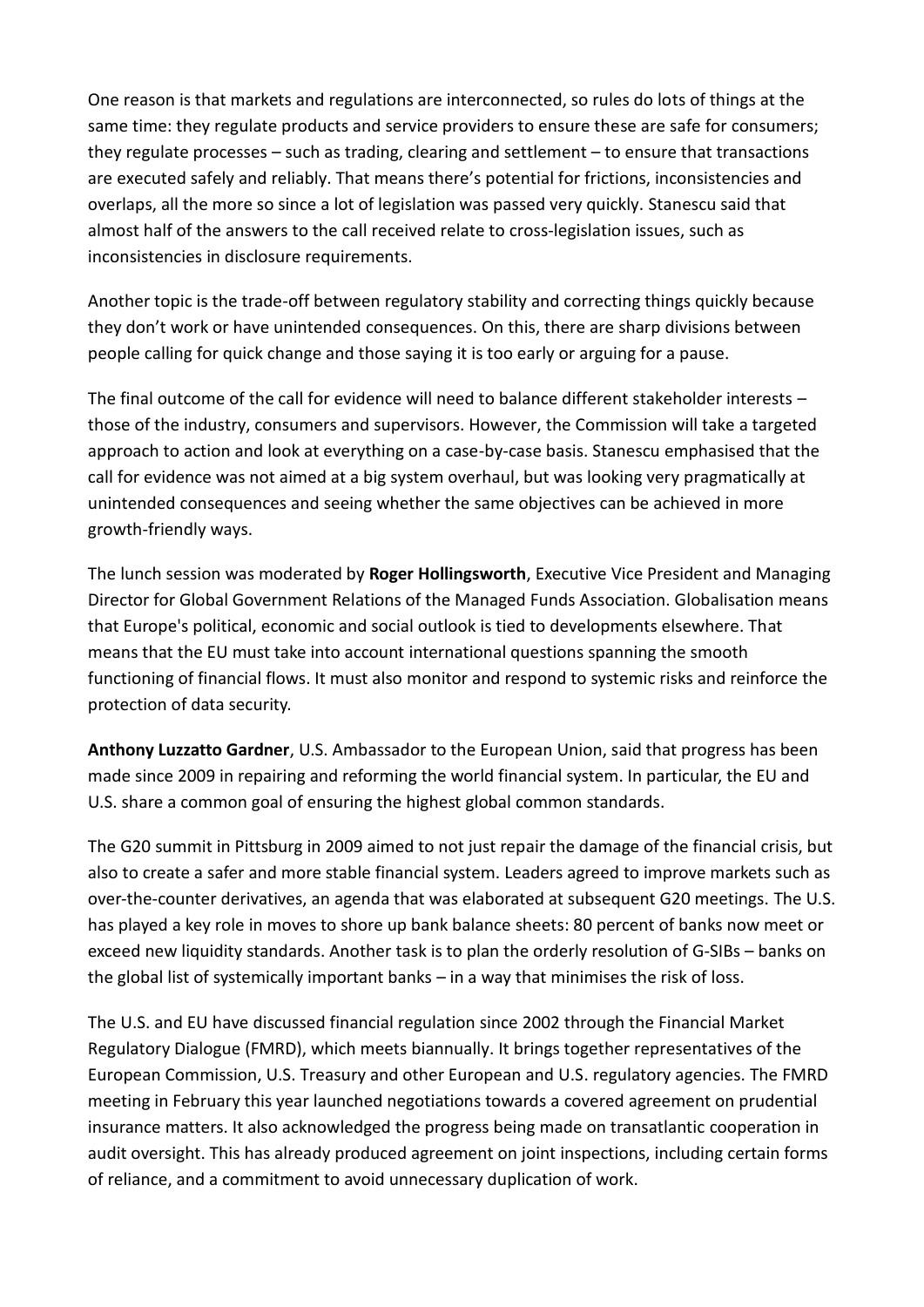One reason is that markets and regulations are interconnected, so rules do lots of things at the same time: they regulate products and service providers to ensure these are safe for consumers; they regulate processes – such as trading, clearing and settlement – to ensure that transactions are executed safely and reliably. That means there's potential for frictions, inconsistencies and overlaps, all the more so since a lot of legislation was passed very quickly. Stanescu said that almost half of the answers to the call received relate to cross-legislation issues, such as inconsistencies in disclosure requirements.

Another topic is the trade-off between regulatory stability and correcting things quickly because they don't work or have unintended consequences. On this, there are sharp divisions between people calling for quick change and those saying it is too early or arguing for a pause.

The final outcome of the call for evidence will need to balance different stakeholder interests – those of the industry, consumers and supervisors. However, the Commission will take a targeted approach to action and look at everything on a case-by-case basis. Stanescu emphasised that the call for evidence was not aimed at a big system overhaul, but was looking very pragmatically at unintended consequences and seeing whether the same objectives can be achieved in more growth-friendly ways.

The lunch session was moderated by **Roger Hollingsworth**, Executive Vice President and Managing Director for Global Government Relations of the Managed Funds Association. Globalisation means that Europe's political, economic and social outlook is tied to developments elsewhere. That means that the EU must take into account international questions spanning the smooth functioning of financial flows. It must also monitor and respond to systemic risks and reinforce the protection of data security.

**Anthony Luzzatto Gardner**, U.S. Ambassador to the European Union, said that progress has been made since 2009 in repairing and reforming the world financial system. In particular, the EU and U.S. share a common goal of ensuring the highest global common standards.

The G20 summit in Pittsburg in 2009 aimed to not just repair the damage of the financial crisis, but also to create a safer and more stable financial system. Leaders agreed to improve markets such as over-the-counter derivatives, an agenda that was elaborated at subsequent G20 meetings. The U.S. has played a key role in moves to shore up bank balance sheets: 80 percent of banks now meet or exceed new liquidity standards. Another task is to plan the orderly resolution of G-SIBs – banks on the global list of systemically important banks – in a way that minimises the risk of loss.

The U.S. and EU have discussed financial regulation since 2002 through the Financial Market Regulatory Dialogue (FMRD), which meets biannually. It brings together representatives of the European Commission, U.S. Treasury and other European and U.S. regulatory agencies. The FMRD meeting in February this year launched negotiations towards a covered agreement on prudential insurance matters. It also acknowledged the progress being made on transatlantic cooperation in audit oversight. This has already produced agreement on joint inspections, including certain forms of reliance, and a commitment to avoid unnecessary duplication of work.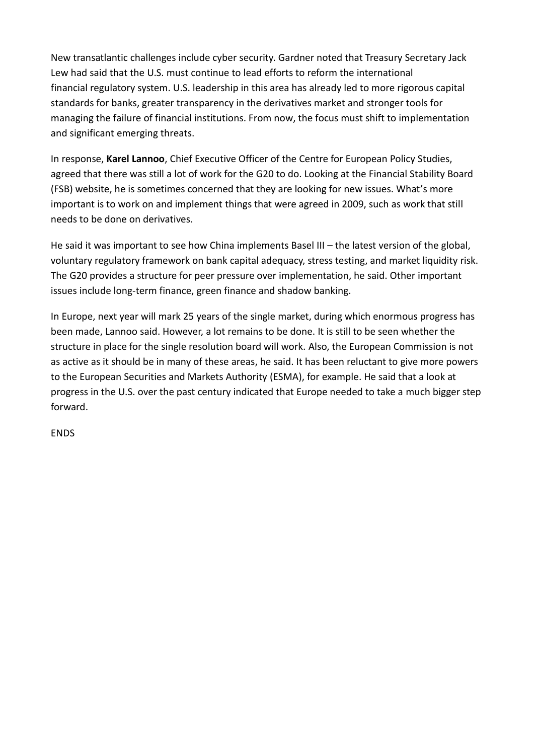New transatlantic challenges include cyber security. Gardner noted that Treasury Secretary Jack Lew had said that the U.S. must continue to lead efforts to reform the international financial regulatory system. U.S. leadership in this area has already led to more rigorous capital standards for banks, greater transparency in the derivatives market and stronger tools for managing the failure of financial institutions. From now, the focus must shift to implementation and significant emerging threats.

In response, **Karel Lannoo**, Chief Executive Officer of the Centre for European Policy Studies, agreed that there was still a lot of work for the G20 to do. Looking at the Financial Stability Board (FSB) website, he is sometimes concerned that they are looking for new issues. What's more important is to work on and implement things that were agreed in 2009, such as work that still needs to be done on derivatives.

He said it was important to see how China implements Basel III – the latest version of the global, voluntary regulatory framework on bank capital adequacy, stress testing, and market liquidity risk. The G20 provides a structure for peer pressure over implementation, he said. Other important issues include long-term finance, green finance and shadow banking.

In Europe, next year will mark 25 years of the single market, during which enormous progress has been made, Lannoo said. However, a lot remains to be done. It is still to be seen whether the structure in place for the single resolution board will work. Also, the European Commission is not as active as it should be in many of these areas, he said. It has been reluctant to give more powers to the European Securities and Markets Authority (ESMA), for example. He said that a look at progress in the U.S. over the past century indicated that Europe needed to take a much bigger step forward.

ENDS